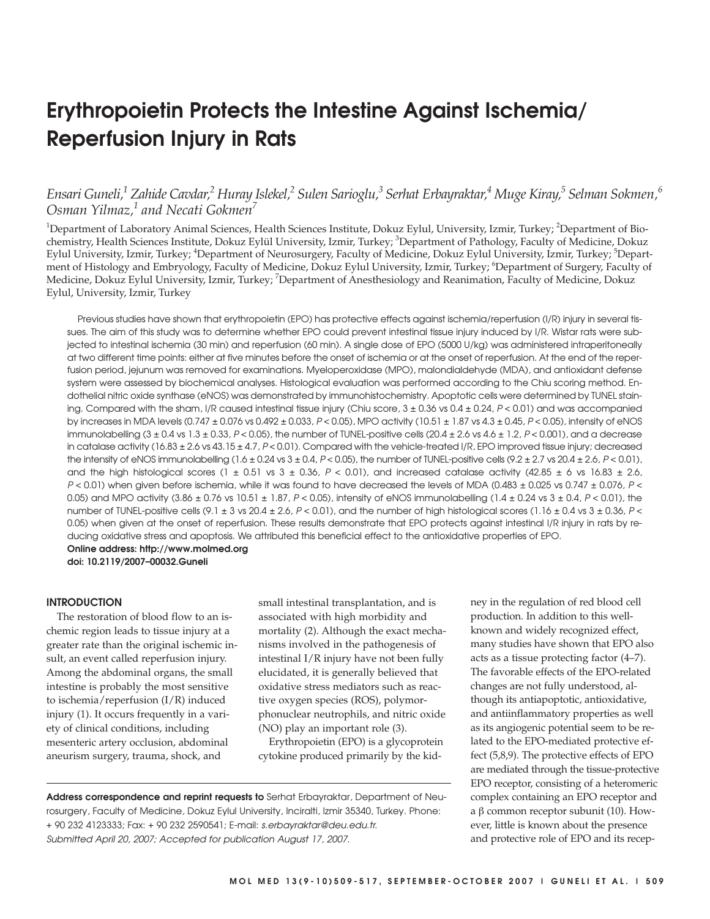# Erythropoietin Protects the Intestine Against Ischemia/ Reperfusion Injury in Rats

*Ensari Guneli,[1] Zahide Cavdar,[2] Huray Islekel,[2] Sulen Sarioglu,[3] Serhat Erbayraktar,[4] Muge Kiray,[5] Selman Sokmen,[6] Osman Yilmaz,[1] and Necati Gokmen[7]*

[1]Department of Laboratory Animal Sciences, Health Sciences Institute, Dokuz Eylul, University, Izmir, Turkey; [2]Department of Biochemistry, Health Sciences Institute, Dokuz Eylül University, Izmir, Turkey; [3]Department of Pathology, Faculty of Medicine, Dokuz Eylul University, Izmir, Turkey; [4]Department of Neurosurgery, Faculty of Medicine, Dokuz Eylul University, Izmir, Turkey; [5]Department of Histology and Embryology, Faculty of Medicine, Dokuz Eylul University, Izmir, Turkey; [6]Department of Surgery, Faculty of Medicine, Dokuz Eylul University, Izmir, Turkey; [7]Department of Anesthesiology and Reanimation, Faculty of Medicine, Dokuz Eylul, University, Izmir, Turkey

Previous studies have shown that erythropoietin (EPO) has protective effects against ischemia/reperfusion (I/R) injury in several tissues. The aim of this study was to determine whether EPO could prevent intestinal tissue injury induced by I/R. Wistar rats were subjected to intestinal ischemia (30 min) and reperfusion (60 min). A single dose of EPO (5000 U/kg) was administered intraperitoneally at two different time points: either at five minutes before the onset of ischemia or at the onset of reperfusion. At the end of the reperfusion period, jejunum was removed for examinations. Myeloperoxidase (MPO), malondialdehyde (MDA), and antioxidant defense system were assessed by biochemical analyses. Histological evaluation was performed according to the Chiu scoring method. Endothelial nitric oxide synthase (eNOS) was demonstrated by immunohistochemistry. Apoptotic cells were determined by TUNEL staining. Compared with the sham, I/R caused intestinal tissue injury (Chiu score, 3 ± 0.36 vs 0.4 ± 0.24, $P < 0.01$) and was accompanied by increases in MDA levels (0.747 ± 0.076 vs 0.492 ± 0.033, $P < 0.05$), MPO activity (10.51 ± 1.87 vs 4.3 ± 0.45, $P < 0.05$), intensity of eNOS immunolabelling (3 ± 0.4 vs 1.3 ± 0.33, $P < 0.05$), the number of TUNEL-positive cells (20.4 ± 2.6 vs 4.6 ± 1.2, $P < 0.001$), and a decrease in catalase activity (16.83 ± 2.6 vs 43.15 ± 4.7, $P < 0.01$). Compared with the vehicle-treated I/R, EPO improved tissue injury; decreased the intensity of eNOS immunolabelling (1.6 ± 0.24 vs 3 ± 0.4, $P < 0.05$), the number of TUNEL-positive cells (9.2 ± 2.7 vs 20.4 ± 2.6, $P < 0.01$), and the high histological scores (1 ± 0.51 vs 3 ± 0.36, $P < 0.01$), and increased catalase activity (42.85 ± 6 vs 16.83 ± 2.6, $P < 0.01$) when given before ischemia, while it was found to have decreased the levels of MDA (0.483 ± 0.025 vs 0.747 ± 0.076, $P < 0.05$) and MPO activity (3.86 ± 0.76 vs 10.51 ± 1.87, $P < 0.05$), intensity of eNOS immunolabelling (1.4 ± 0.24 vs 3 ± 0.4, $P < 0.01$), the number of TUNEL-positive cells (9.1 ± 3 vs 20.4 ± 2.6, $P < 0.01$), and the number of high histological scores (1.16 ± 0.4 vs 3 ± 0.36, $P < 0.05$) when given at the onset of reperfusion. These results demonstrate that EPO protects against intestinal I/R injury in rats by reducing oxidative stress and apoptosis. We attributed this beneficial effect to the antioxidative properties of EPO.

**Online address: http://www.molmed.org**
**doi: 10.2119/2007–00032.Guneli**

## INTRODUCTION

The restoration of blood flow to an ischemic region leads to tissue injury at a greater rate than the original ischemic insult, an event called reperfusion injury. Among the abdominal organs, the small intestine is probably the most sensitive to ischemia/reperfusion (I/R) induced injury (1). It occurs frequently in a variety of clinical conditions, including mesenteric artery occlusion, abdominal aneurism surgery, trauma, shock, and small intestinal transplantation, and is associated with high morbidity and mortality (2). Although the exact mechanisms involved in the pathogenesis of intestinal I/R injury have not been fully elucidated, it is generally believed that oxidative stress mediators such as reactive oxygen species (ROS), polymorphonuclear neutrophils, and nitric oxide (NO) play an important role (3).

Erythropoietin (EPO) is a glycoprotein cytokine produced primarily by the kidney in the regulation of red blood cell production. In addition to this well-known and widely recognized effect, many studies have shown that EPO also acts as a tissue protecting factor (4–7). The favorable effects of the EPO-related changes are not fully understood, although its antiapoptotic, antioxidative, and antiinflammatory properties as well as its angiogenic potential seem to be related to the EPO-mediated protective effect (5,8,9). The protective effects of EPO are mediated through the tissue-protective EPO receptor, consisting of a heteromeric complex containing an EPO receptor and a β common receptor subunit (10). However, little is known about the presence and protective role of EPO and its recep-

**Address correspondence and reprint requests to** Serhat Erbayraktar, Department of Neurosurgery, Faculty of Medicine, Dokuz Eylul University, Inciralti, Izmir 35340, Turkey. Phone: + 90 232 4123333; Fax: + 90 232 2590541; E-mail: *s.erbayraktar@deu.edu.tr.*
*Submitted April 20, 2007; Accepted for publication August 17, 2007.*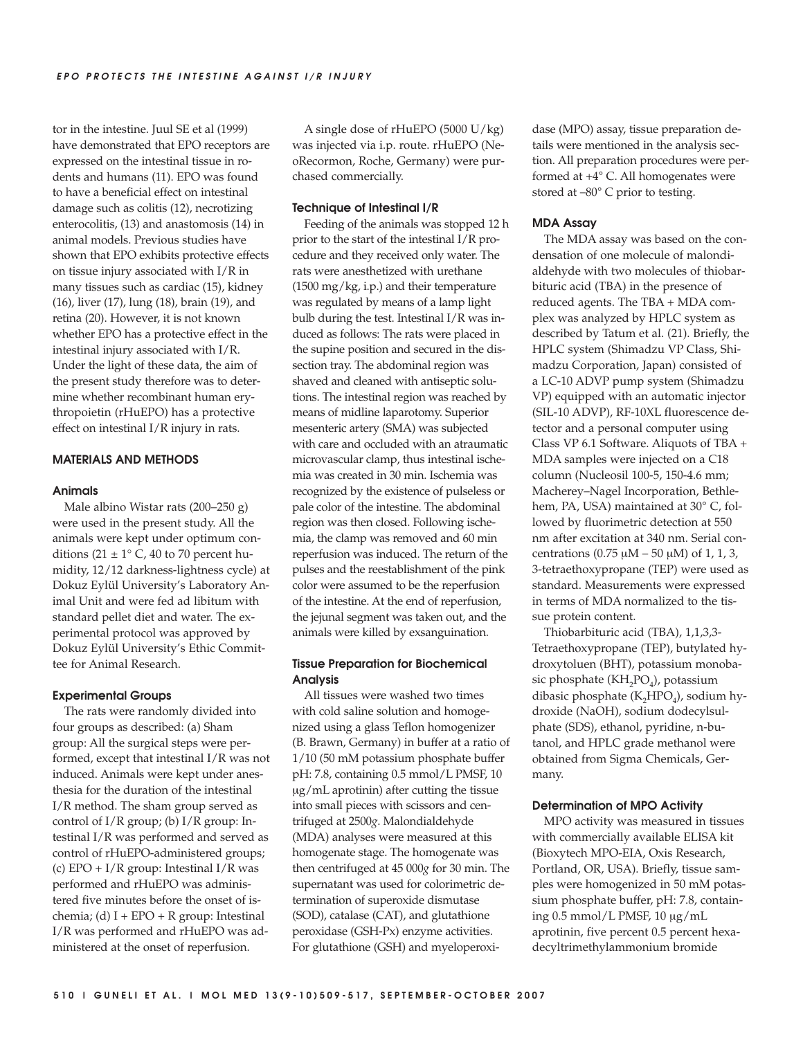tor in the intestine. Juul SE et al (1999) have demonstrated that EPO receptors are expressed on the intestinal tissue in rodents and humans (11). EPO was found to have a beneficial effect on intestinal damage such as colitis (12), necrotizing enterocolitis, (13) and anastomosis (14) in animal models. Previous studies have shown that EPO exhibits protective effects on tissue injury associated with I/R in many tissues such as cardiac (15), kidney (16), liver (17), lung (18), brain (19), and retina (20). However, it is not known whether EPO has a protective effect in the intestinal injury associated with I/R. Under the light of these data, the aim of the present study therefore was to determine whether recombinant human erythropoietin (rHuEPO) has a protective effect on intestinal I/R injury in rats.

## MATERIALS AND METHODS

### Animals

Male albino Wistar rats (200–250 g) were used in the present study. All the animals were kept under optimum conditions (21 ± 1° C, 40 to 70 percent humidity, 12/12 darkness-lightness cycle) at Dokuz Eylül University's Laboratory Animal Unit and were fed ad libitum with standard pellet diet and water. The experimental protocol was approved by Dokuz Eylül University's Ethic Committee for Animal Research.

### Experimental Groups

The rats were randomly divided into four groups as described: (a) Sham group: All the surgical steps were performed, except that intestinal I/R was not induced. Animals were kept under anesthesia for the duration of the intestinal I/R method. The sham group served as control of I/R group; (b) I/R group: Intestinal I/R was performed and served as control of rHuEPO-administered groups; (c) EPO + I/R group: Intestinal I/R was performed and rHuEPO was administered five minutes before the onset of ischemia; (d) I + EPO + R group: Intestinal I/R was performed and rHuEPO was administered at the onset of reperfusion.

A single dose of rHuEPO (5000 U/kg) was injected via i.p. route. rHuEPO (NeoRecormon, Roche, Germany) were purchased commercially.

### Technique of Intestinal I/R

Feeding of the animals was stopped 12 h prior to the start of the intestinal I/R procedure and they received only water. The rats were anesthetized with urethane (1500 mg/kg, i.p.) and their temperature was regulated by means of a lamp light bulb during the test. Intestinal I/R was induced as follows: The rats were placed in the supine position and secured in the dissection tray. The abdominal region was shaved and cleaned with antiseptic solutions. The intestinal region was reached by means of midline laparotomy. Superior mesenteric artery (SMA) was subjected with care and occluded with an atraumatic microvascular clamp, thus intestinal ischemia was created in 30 min. Ischemia was recognized by the existence of pulseless or pale color of the intestine. The abdominal region was then closed. Following ischemia, the clamp was removed and 60 min reperfusion was induced. The return of the pulses and the reestablishment of the pink color were assumed to be the reperfusion of the intestine. At the end of reperfusion, the jejunal segment was taken out, and the animals were killed by exsanguination.

### Tissue Preparation for Biochemical Analysis

All tissues were washed two times with cold saline solution and homogenized using a glass Teflon homogenizer (B. Brawn, Germany) in buffer at a ratio of 1/10 (50 mM potassium phosphate buffer pH: 7.8, containing 0.5 mmol/L PMSF, 10 μg/mL aprotinin) after cutting the tissue into small pieces with scissors and centrifuged at 2500*g*. Malondialdehyde (MDA) analyses were measured at this homogenate stage. The homogenate was then centrifuged at 45 000*g* for 30 min. The supernatant was used for colorimetric determination of superoxide dismutase (SOD), catalase (CAT), and glutathione peroxidase (GSH-Px) enzyme activities. For glutathione (GSH) and myeloperoxidase (MPO) assay, tissue preparation details were mentioned in the analysis section. All preparation procedures were performed at +4° C. All homogenates were stored at –80° C prior to testing.

### MDA Assay

The MDA assay was based on the condensation of one molecule of malondialdehyde with two molecules of thiobarbituric acid (TBA) in the presence of reduced agents. The TBA + MDA complex was analyzed by HPLC system as described by Tatum et al. (21). Briefly, the HPLC system (Shimadzu VP Class, Shimadzu Corporation, Japan) consisted of a LC-10 ADVP pump system (Shimadzu VP) equipped with an automatic injector (SIL-10 ADVP), RF-10XL fluorescence detector and a personal computer using Class VP 6.1 Software. Aliquots of TBA + MDA samples were injected on a C18 column (Nucleosil 100-5, 150-4.6 mm; Macherey–Nagel Incorporation, Bethlehem, PA, USA) maintained at 30° C, followed by fluorimetric detection at 550 nm after excitation at 340 nm. Serial concentrations (0.75 μM – 50 μM) of 1, 1, 3, 3-tetraethoxypropane (TEP) were used as standard. Measurements were expressed in terms of MDA normalized to the tissue protein content.

Thiobarbituric acid (TBA), 1,1,3,3-Tetraethoxypropane (TEP), butylated hydroxytoluen (BHT), potassium monobasic phosphate ($KH_2PO_4$), potassium dibasic phosphate ($K_2HPO_4$), sodium hydroxide (NaOH), sodium dodecylsulphate (SDS), ethanol, pyridine, n-butanol, and HPLC grade methanol were obtained from Sigma Chemicals, Germany.

### Determination of MPO Activity

MPO activity was measured in tissues with commercially available ELISA kit (Bioxytech MPO-EIA, Oxis Research, Portland, OR, USA). Briefly, tissue samples were homogenized in 50 mM potassium phosphate buffer, pH: 7.8, containing 0.5 mmol/L PMSF, 10 μg/mL aprotinin, five percent 0.5 percent hexadecyltrimethylammonium bromide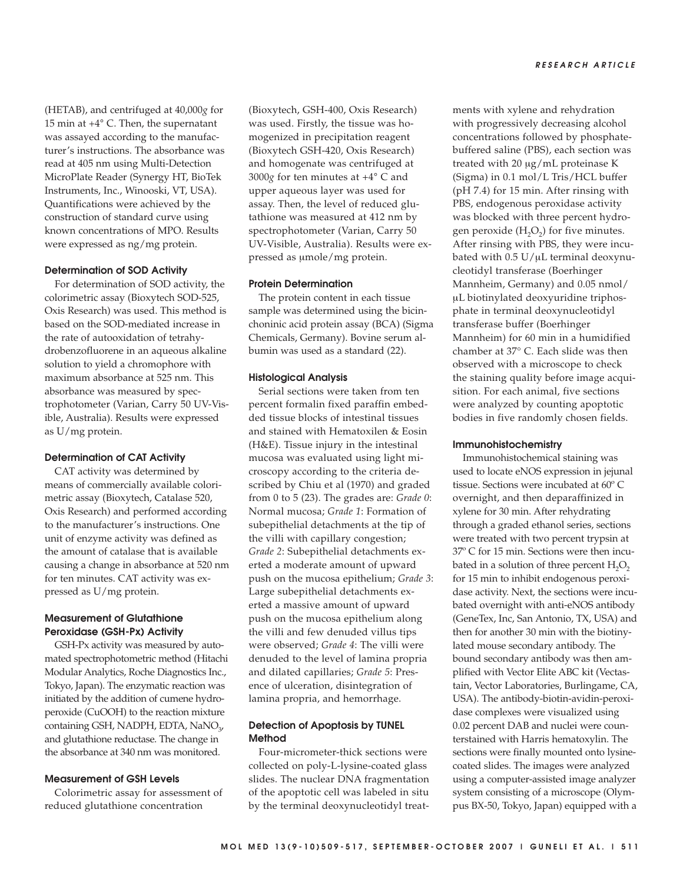(HETAB), and centrifuged at 40,000*g* for 15 min at +4° C. Then, the supernatant was assayed according to the manufacturer's instructions. The absorbance was read at 405 nm using Multi-Detection MicroPlate Reader (Synergy HT, BioTek Instruments, Inc., Winooski, VT, USA). Quantifications were achieved by the construction of standard curve using known concentrations of MPO. Results were expressed as ng/mg protein.

### Determination of SOD Activity

For determination of SOD activity, the colorimetric assay (Bioxytech SOD-525, Oxis Research) was used. This method is based on the SOD-mediated increase in the rate of autooxidation of tetrahydrobenzofluorene in an aqueous alkaline solution to yield a chromophore with maximum absorbance at 525 nm. This absorbance was measured by spectrophotometer (Varian, Carry 50 UV-Visible, Australia). Results were expressed as U/mg protein.

### Determination of CAT Activity

CAT activity was determined by means of commercially available colorimetric assay (Bioxytech, Catalase 520, Oxis Research) and performed according to the manufacturer's instructions. One unit of enzyme activity was defined as the amount of catalase that is available causing a change in absorbance at 520 nm for ten minutes. CAT activity was expressed as U/mg protein.

### Measurement of Glutathione Peroxidase (GSH-Px) Activity

GSH-Px activity was measured by automated spectrophotometric method (Hitachi Modular Analytics, Roche Diagnostics Inc., Tokyo, Japan). The enzymatic reaction was initiated by the addition of cumene hydroperoxide (CuOOH) to the reaction mixture containing GSH, NADPH, EDTA, $NaNO_3$, and glutathione reductase. The change in the absorbance at 340 nm was monitored.

### Measurement of GSH Levels

Colorimetric assay for assessment of reduced glutathione concentration (Bioxytech, GSH-400, Oxis Research) was used. Firstly, the tissue was homogenized in precipitation reagent (Bioxytech GSH-420, Oxis Research) and homogenate was centrifuged at 3000*g* for ten minutes at +4° C and upper aqueous layer was used for assay. Then, the level of reduced glutathione was measured at 412 nm by spectrophotometer (Varian, Carry 50 UV-Visible, Australia). Results were expressed as μmole/mg protein.

### Protein Determination

The protein content in each tissue sample was determined using the bicinchoninic acid protein assay (BCA) (Sigma Chemicals, Germany). Bovine serum albumin was used as a standard (22).

### Histological Analysis

Serial sections were taken from ten percent formalin fixed paraffin embedded tissue blocks of intestinal tissues and stained with Hematoxilen & Eosin (H&E). Tissue injury in the intestinal mucosa was evaluated using light microscopy according to the criteria described by Chiu et al (1970) and graded from 0 to 5 (23). The grades are: *Grade 0*: Normal mucosa; *Grade 1*: Formation of subepithelial detachments at the tip of the villi with capillary congestion; *Grade 2*: Subepithelial detachments exerted a moderate amount of upward push on the mucosa epithelium; *Grade 3*: Large subepithelial detachments exerted a massive amount of upward push on the mucosa epithelium along the villi and few denuded villus tips were observed; *Grade 4*: The villi were denuded to the level of lamina propria and dilated capillaries; *Grade 5*: Presence of ulceration, disintegration of lamina propria, and hemorrhage.

### Detection of Apoptosis by TUNEL Method

Four-micrometer-thick sections were collected on poly-L-lysine-coated glass slides. The nuclear DNA fragmentation of the apoptotic cell was labeled in situ by the terminal deoxynucleotidyl treatments with xylene and rehydration with progressively decreasing alcohol concentrations followed by phosphate-buffered saline (PBS), each section was treated with 20 μg/mL proteinase K (Sigma) in 0.1 mol/L Tris/HCL buffer (pH 7.4) for 15 min. After rinsing with PBS, endogenous peroxidase activity was blocked with three percent hydrogen peroxide ($H_2O_2$) for five minutes. After rinsing with PBS, they were incubated with 0.5 U/μL terminal deoxynucleotidyl transferase (Boerhinger Mannheim, Germany) and 0.05 nmol/μL biotinylated deoxyuridine triphosphate in terminal deoxynucleotidyl transferase buffer (Boerhinger Mannheim) for 60 min in a humidified chamber at 37° C. Each slide was then observed with a microscope to check the staining quality before image acquisition. For each animal, five sections were analyzed by counting apoptotic bodies in five randomly chosen fields.

### Immunohistochemistry

Immunohistochemical staining was used to locate eNOS expression in jejunal tissue. Sections were incubated at 60º C overnight, and then deparaffinized in xylene for 30 min. After rehydrating through a graded ethanol series, sections were treated with two percent trypsin at 37º C for 15 min. Sections were then incubated in a solution of three percent $H_2O_2$ for 15 min to inhibit endogenous peroxidase activity. Next, the sections were incubated overnight with anti-eNOS antibody (GeneTex, Inc, San Antonio, TX, USA) and then for another 30 min with the biotinylated mouse secondary antibody. The bound secondary antibody was then amplified with Vector Elite ABC kit (Vectastain, Vector Laboratories, Burlingame, CA, USA). The antibody-biotin-avidin-peroxidase complexes were visualized using 0.02 percent DAB and nuclei were counterstained with Harris hematoxylin. The sections were finally mounted onto lysine-coated slides. The images were analyzed using a computer-assisted image analyzer system consisting of a microscope (Olympus BX-50, Tokyo, Japan) equipped with a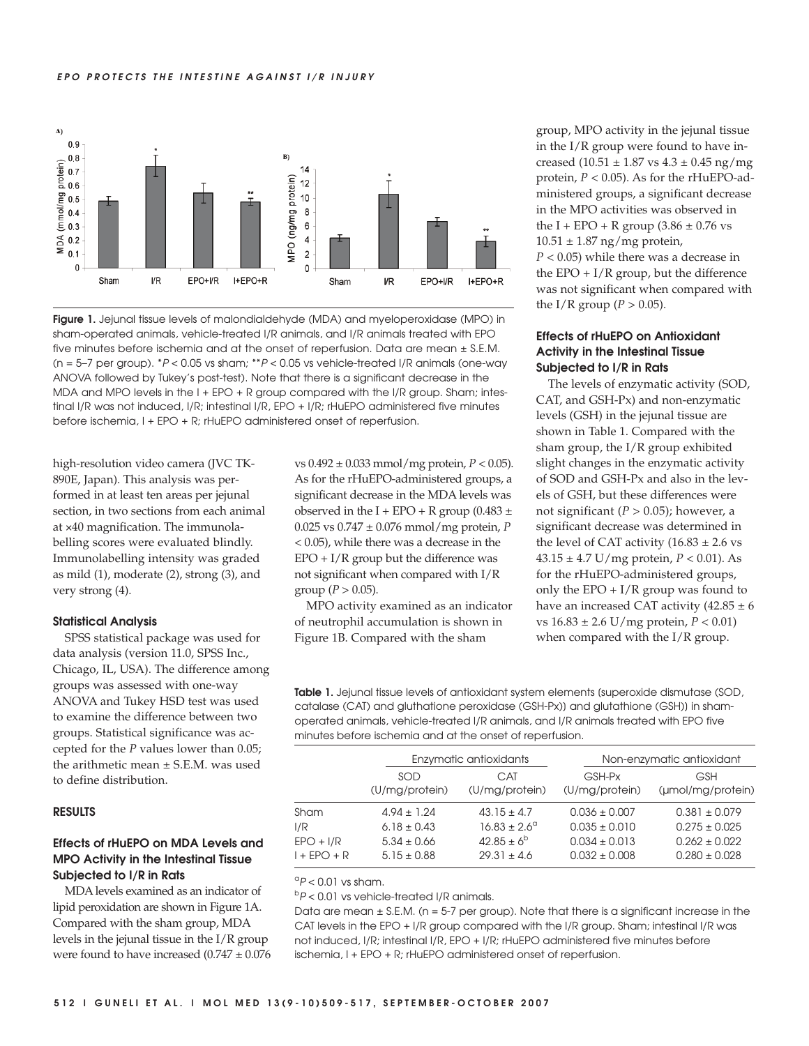**Figure 1.** Jejunal tissue levels of malondialdehyde (MDA) and myeloperoxidase (MPO) in sham-operated animals, vehicle-treated I/R animals, and I/R animals treated with EPO five minutes before ischemia and at the onset of reperfusion. Data are mean ± S.E.M. (n = 5–7 per group). \*$P < 0.05$ vs sham; \*\*$P < 0.05$ vs vehicle-treated I/R animals (one-way ANOVA followed by Tukey's post-test). Note that there is a significant decrease in the MDA and MPO levels in the I + EPO + R group compared with the I/R group. Sham; intestinal I/R was not induced, I/R; intestinal I/R, EPO + I/R; rHuEPO administered five minutes before ischemia, I + EPO + R; rHuEPO administered onset of reperfusion.

high-resolution video camera (JVC TK-890E, Japan). This analysis was performed in at least ten areas per jejunal section, in two sections from each animal at ×40 magnification. The immunolabelling scores were evaluated blindly. Immunolabelling intensity was graded as mild (1), moderate (2), strong (3), and very strong (4).

#### Statistical Analysis

SPSS statistical package was used for data analysis (version 11.0, SPSS Inc., Chicago, IL, USA). The difference among groups was assessed with one-way ANOVA and Tukey HSD test was used to examine the difference between two groups. Statistical significance was accepted for the *P* values lower than 0.05; the arithmetic mean ± S.E.M. was used to define distribution.

## RESULTS

### Effects of rHuEPO on MDA Levels and MPO Activity in the Intestinal Tissue Subjected to I/R in Rats

MDA levels examined as an indicator of lipid peroxidation are shown in Figure 1A. Compared with the sham group, MDA levels in the jejunal tissue in the I/R group were found to have increased (0.747 ± 0.076 vs 0.492 ± 0.033 mmol/mg protein, $P < 0.05$). As for the rHuEPO-administered groups, a significant decrease in the MDA levels was observed in the I + EPO + R group (0.483 ± 0.025 vs 0.747 ± 0.076 mmol/mg protein, $P < 0.05$), while there was a decrease in the EPO + I/R group but the difference was not significant when compared with I/R group ($P > 0.05$).

MPO activity examined as an indicator of neutrophil accumulation is shown in Figure 1B. Compared with the sham group, MPO activity in the jejunal tissue in the I/R group were found to have increased (10.51 ± 1.87 vs 4.3 ± 0.45 ng/mg protein, $P < 0.05$). As for the rHuEPO-administered groups, a significant decrease in the MPO activities was observed in the I + EPO + R group (3.86 ± 0.76 vs 10.51 ± 1.87 ng/mg protein, $P < 0.05$) while there was a decrease in the EPO + I/R group, but the difference was not significant when compared with the I/R group ($P > 0.05$).

### Effects of rHuEPO on Antioxidant Activity in the Intestinal Tissue Subjected to I/R in Rats

The levels of enzymatic activity (SOD, CAT, and GSH-Px) and non-enzymatic levels (GSH) in the jejunal tissue are shown in Table 1. Compared with the sham group, the I/R group exhibited slight changes in the enzymatic activity of SOD and GSH-Px and also in the levels of GSH, but these differences were not significant ($P > 0.05$); however, a significant decrease was determined in the level of CAT activity (16.83 ± 2.6 vs 43.15 ± 4.7 U/mg protein, $P < 0.01$). As for the rHuEPO-administered groups, only the EPO + I/R group was found to have an increased CAT activity (42.85 ± 6 vs 16.83 ± 2.6 U/mg protein, $P < 0.01$) when compared with the I/R group.

**Table 1.** Jejunal tissue levels of antioxidant system elements (superoxide dismutase (SOD, catalase (CAT) and gluthatione peroxidase (GSH-Px)) and glutathione (GSH)) in sham-operated animals, vehicle-treated I/R animals, and I/R animals treated with EPO five minutes before ischemia and at the onset of reperfusion.

| | Enzymatic antioxidants | | Non-enzymatic antioxidant | |
|---|---|---|---|---|
| | SOD (U/mg/protein) | CAT (U/mg/protein) | GSH-Px (U/mg/protein) | GSH (μmol/mg/protein) |
| Sham | 4.94 ± 1.24 | 43.15 ± 4.7 | 0.036 ± 0.007 | 0.381 ± 0.079 |
| I/R | 6.18 ± 0.43 | 16.83 ± 2.6[a] | 0.035 ± 0.010 | 0.275 ± 0.025 |
| EPO + I/R | 5.34 ± 0.66 | 42.85 ± 6[b] | 0.034 ± 0.013 | 0.262 ± 0.022 |
| I + EPO + R | 5.15 ± 0.88 | 29.31 ± 4.6 | 0.032 ± 0.008 | 0.280 ± 0.028 |

[a]$P < 0.01$ vs sham.

[b]$P < 0.01$ vs vehicle-treated I/R animals.

Data are mean ± S.E.M. (n = 5-7 per group). Note that there is a significant increase in the CAT levels in the EPO + I/R group compared with the I/R group. Sham; intestinal I/R was not induced, I/R; intestinal I/R, EPO + I/R; rHuEPO administered five minutes before ischemia, I + EPO + R; rHuEPO administered onset of reperfusion.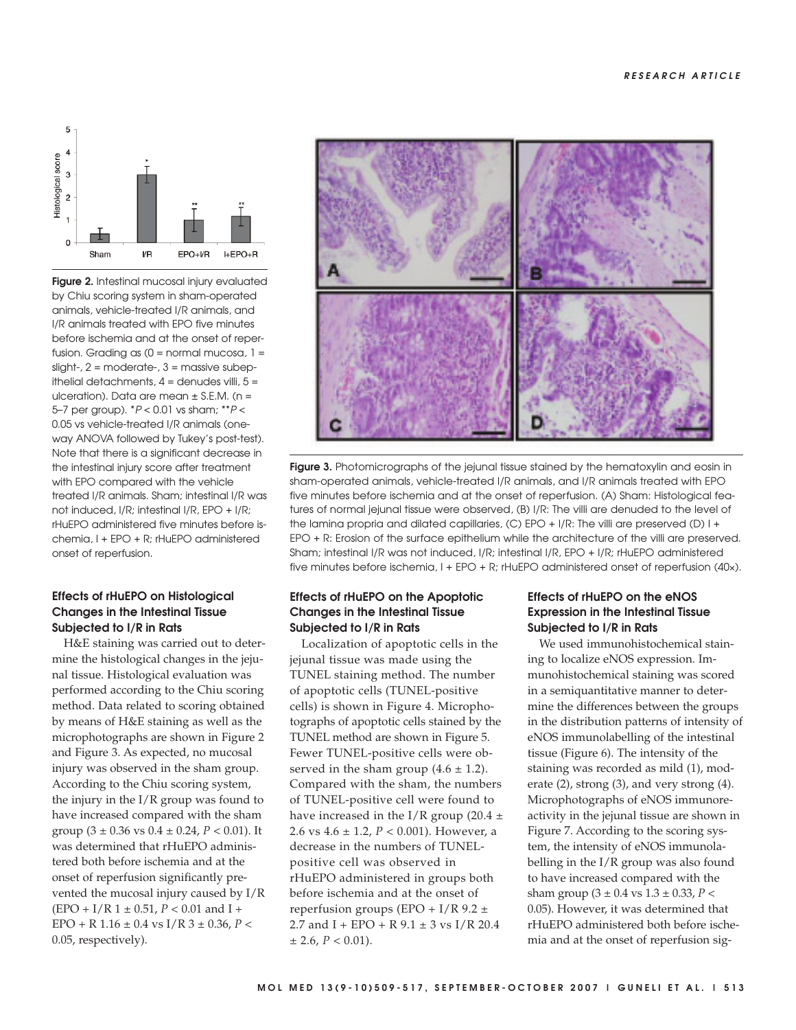**Figure 2.** Intestinal mucosal injury evaluated by Chiu scoring system in sham-operated animals, vehicle-treated I/R animals, and I/R animals treated with EPO five minutes before ischemia and at the onset of reperfusion. Grading as (0 = normal mucosa, 1 = slight-, 2 = moderate-, 3 = massive subepithelial detachments, 4 = denudes villi, 5 = ulceration). Data are mean ± S.E.M. (n = 5–7 per group). *$P < 0.01$ vs sham; **$P < 0.05$ vs vehicle-treated I/R animals (one-way ANOVA followed by Tukey's post-test). Note that there is a significant decrease in the intestinal injury score after treatment with EPO compared with the vehicle treated I/R animals. Sham; intestinal I/R was not induced, I/R; intestinal I/R, EPO + I/R; rHuEPO administered five minutes before ischemia, I + EPO + R; rHuEPO administered onset of reperfusion.

**Figure 3.** Photomicrographs of the jejunal tissue stained by the hematoxylin and eosin in sham-operated animals, vehicle-treated I/R animals, and I/R animals treated with EPO five minutes before ischemia and at the onset of reperfusion. (A) Sham: Histological features of normal jejunal tissue were observed, (B) I/R: The villi are denuded to the level of the lamina propria and dilated capillaries, (C) EPO + I/R: The villi are preserved (D) I + EPO + R: Erosion of the surface epithelium while the architecture of the villi are preserved. Sham; intestinal I/R was not induced, I/R; intestinal I/R, EPO + I/R; rHuEPO administered five minutes before ischemia, I + EPO + R; rHuEPO administered onset of reperfusion (40×).

### Effects of rHuEPO on Histological Changes in the Intestinal Tissue Subjected to I/R in Rats

H&E staining was carried out to determine the histological changes in the jejunal tissue. Histological evaluation was performed according to the Chiu scoring method. Data related to scoring obtained by means of H&E staining as well as the microphotographs are shown in Figure 2 and Figure 3. As expected, no mucosal injury was observed in the sham group. According to the Chiu scoring system, the injury in the I/R group was found to have increased compared with the sham group (3 ± 0.36 vs 0.4 ± 0.24, $P < 0.01$). It was determined that rHuEPO administered both before ischemia and at the onset of reperfusion significantly prevented the mucosal injury caused by I/R (EPO + I/R 1 ± 0.51, $P < 0.01$ and I + EPO + R 1.16 ± 0.4 vs I/R 3 ± 0.36, $P < 0.05$, respectively).

### Effects of rHuEPO on the Apoptotic Changes in the Intestinal Tissue Subjected to I/R in Rats

Localization of apoptotic cells in the jejunal tissue was made using the TUNEL staining method. The number of apoptotic cells (TUNEL-positive cells) is shown in Figure 4. Microphotographs of apoptotic cells stained by the TUNEL method are shown in Figure 5. Fewer TUNEL-positive cells were observed in the sham group (4.6 ± 1.2). Compared with the sham, the numbers of TUNEL-positive cell were found to have increased in the I/R group (20.4 ± 2.6 vs 4.6 ± 1.2, $P < 0.001$). However, a decrease in the numbers of TUNEL-positive cell was observed in rHuEPO administered in groups both before ischemia and at the onset of reperfusion groups (EPO + I/R 9.2 ± 2.7 and I + EPO + R 9.1 ± 3 vs I/R 20.4 ± 2.6, $P < 0.01$).

### Effects of rHuEPO on the eNOS Expression in the Intestinal Tissue Subjected to I/R in Rats

We used immunohistochemical staining to localize eNOS expression. Immunohistochemical staining was scored in a semiquantitative manner to determine the differences between the groups in the distribution patterns of intensity of eNOS immunolabelling of the intestinal tissue (Figure 6). The intensity of the staining was recorded as mild (1), moderate (2), strong (3), and very strong (4). Microphotographs of eNOS immunoreactivity in the jejunal tissue are shown in Figure 7. According to the scoring system, the intensity of eNOS immunolabelling in the I/R group was also found to have increased compared with the sham group (3 ± 0.4 vs 1.3 ± 0.33, $P < 0.05$). However, it was determined that rHuEPO administered both before ischemia and at the onset of reperfusion sig-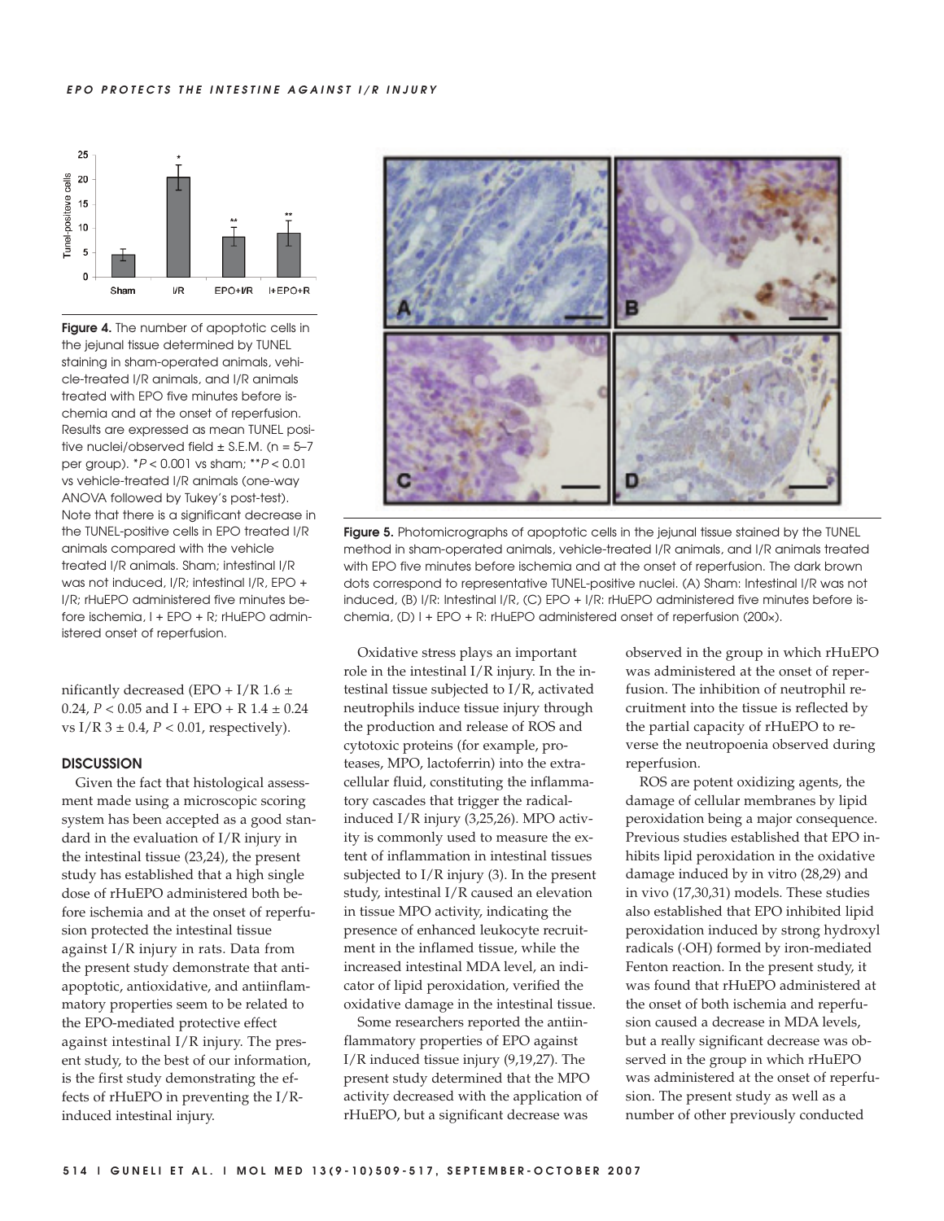**Figure 4.** The number of apoptotic cells in the jejunal tissue determined by TUNEL staining in sham-operated animals, vehicle-treated I/R animals, and I/R animals treated with EPO five minutes before ischemia and at the onset of reperfusion. Results are expressed as mean TUNEL positive nuclei/observed field ± S.E.M. (n = 5–7 per group). *$P < 0.001$ vs sham; **$P < 0.01$ vs vehicle-treated I/R animals (one-way ANOVA followed by Tukey's post-test). Note that there is a significant decrease in the TUNEL-positive cells in EPO treated I/R animals compared with the vehicle treated I/R animals. Sham; intestinal I/R was not induced, I/R; intestinal I/R, EPO + I/R; rHuEPO administered five minutes before ischemia, I + EPO + R; rHuEPO administered onset of reperfusion.

**Figure 5.** Photomicrographs of apoptotic cells in the jejunal tissue stained by the TUNEL method in sham-operated animals, vehicle-treated I/R animals, and I/R animals treated with EPO five minutes before ischemia and at the onset of reperfusion. The dark brown dots correspond to representative TUNEL-positive nuclei. (A) Sham: Intestinal I/R was not induced, (B) I/R: Intestinal I/R, (C) EPO + I/R: rHuEPO administered five minutes before ischemia, (D) I + EPO + R: rHuEPO administered onset of reperfusion (200×).

nificantly decreased (EPO + I/R 1.6 ± 0.24, $P < 0.05$ and I + EPO + R 1.4 ± 0.24 vs I/R 3 ± 0.4, $P < 0.01$, respectively).

## DISCUSSION

Given the fact that histological assessment made using a microscopic scoring system has been accepted as a good standard in the evaluation of I/R injury in the intestinal tissue (23,24), the present study has established that a high single dose of rHuEPO administered both before ischemia and at the onset of reperfusion protected the intestinal tissue against I/R injury in rats. Data from the present study demonstrate that antiapoptotic, antioxidative, and antiinflammatory properties seem to be related to the EPO-mediated protective effect against intestinal I/R injury. The present study, to the best of our information, is the first study demonstrating the effects of rHuEPO in preventing the I/R-induced intestinal injury.

Oxidative stress plays an important role in the intestinal I/R injury. In the intestinal tissue subjected to I/R, activated neutrophils induce tissue injury through the production and release of ROS and cytotoxic proteins (for example, proteases, MPO, lactoferrin) into the extracellular fluid, constituting the inflammatory cascades that trigger the radical-induced I/R injury (3,25,26). MPO activity is commonly used to measure the extent of inflammation in intestinal tissues subjected to I/R injury (3). In the present study, intestinal I/R caused an elevation in tissue MPO activity, indicating the presence of enhanced leukocyte recruitment in the inflamed tissue, while the increased intestinal MDA level, an indicator of lipid peroxidation, verified the oxidative damage in the intestinal tissue.

Some researchers reported the antiinflammatory properties of EPO against I/R induced tissue injury (9,19,27). The present study determined that the MPO activity decreased with the application of rHuEPO, but a significant decrease was observed in the group in which rHuEPO was administered at the onset of reperfusion. The inhibition of neutrophil recruitment into the tissue is reflected by the partial capacity of rHuEPO to reverse the neutropoenia observed during reperfusion.

ROS are potent oxidizing agents, the damage of cellular membranes by lipid peroxidation being a major consequence. Previous studies established that EPO inhibits lipid peroxidation in the oxidative damage induced by in vitro (28,29) and in vivo (17,30,31) models. These studies also established that EPO inhibited lipid peroxidation induced by strong hydroxyl radicals (·OH) formed by iron-mediated Fenton reaction. In the present study, it was found that rHuEPO administered at the onset of both ischemia and reperfusion caused a decrease in MDA levels, but a really significant decrease was observed in the group in which rHuEPO was administered at the onset of reperfusion. The present study as well as a number of other previously conducted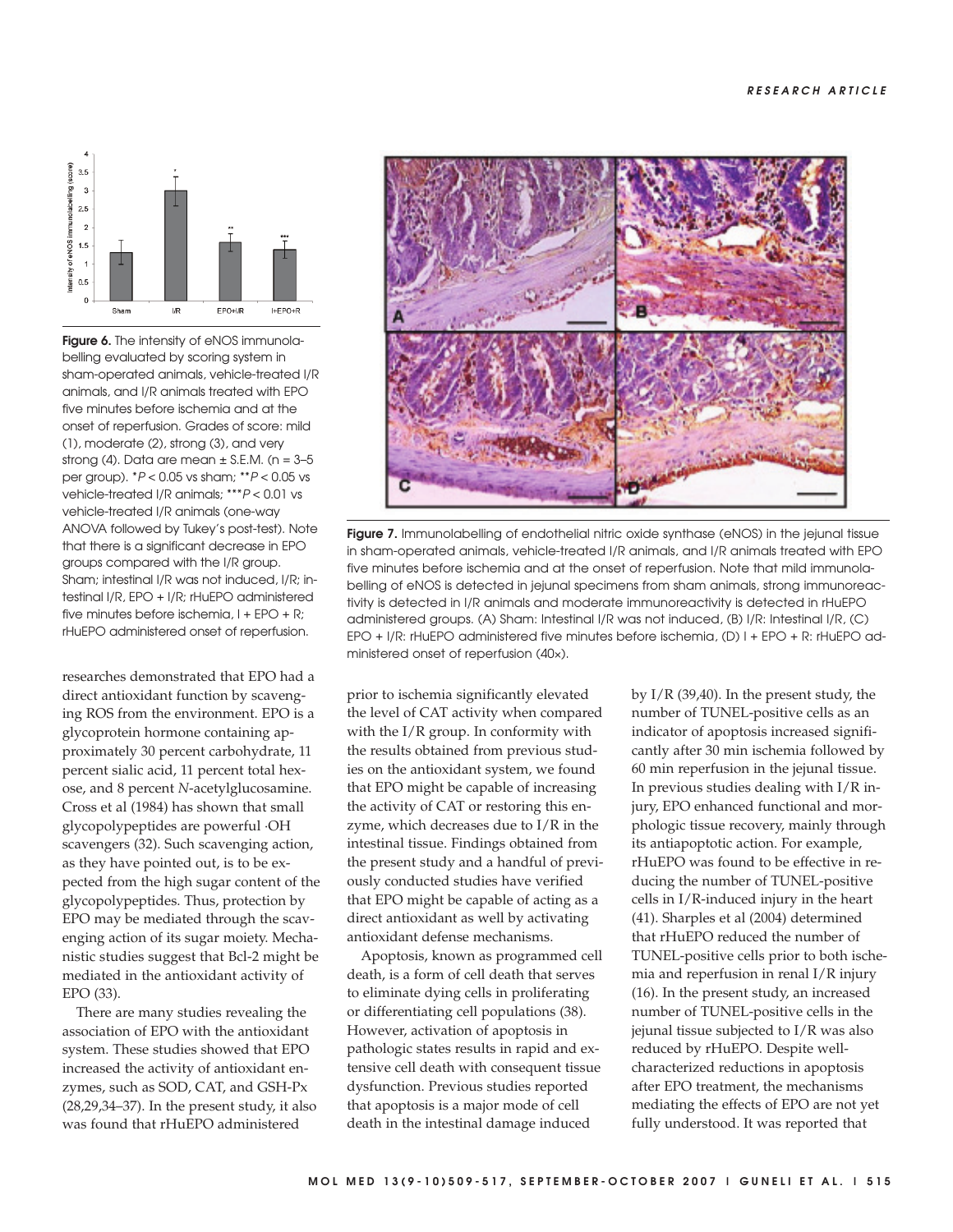**Figure 6.** The intensity of eNOS immunolabelling evaluated by scoring system in sham-operated animals, vehicle-treated I/R animals, and I/R animals treated with EPO five minutes before ischemia and at the onset of reperfusion. Grades of score: mild (1), moderate (2), strong (3), and very strong (4). Data are mean ± S.E.M. (n = 3–5 per group). *$P < 0.05$ vs sham; **$P < 0.05$ vs vehicle-treated I/R animals; ***$P < 0.01$ vs vehicle-treated I/R animals (one-way ANOVA followed by Tukey's post-test). Note that there is a significant decrease in EPO groups compared with the I/R group. Sham; intestinal I/R was not induced, I/R; intestinal I/R, EPO + I/R; rHuEPO administered five minutes before ischemia, I + EPO + R; rHuEPO administered onset of reperfusion.

**Figure 7.** Immunolabelling of endothelial nitric oxide synthase (eNOS) in the jejunal tissue in sham-operated animals, vehicle-treated I/R animals, and I/R animals treated with EPO five minutes before ischemia and at the onset of reperfusion. Note that mild immunolabelling of eNOS is detected in jejunal specimens from sham animals, strong immunoreactivity is detected in I/R animals and moderate immunoreactivity is detected in rHuEPO administered groups. (A) Sham: Intestinal I/R was not induced, (B) I/R: Intestinal I/R, (C) EPO + I/R: rHuEPO administered five minutes before ischemia, (D) I + EPO + R: rHuEPO administered onset of reperfusion (40×).

researches demonstrated that EPO had a direct antioxidant function by scavenging ROS from the environment. EPO is a glycoprotein hormone containing approximately 30 percent carbohydrate, 11 percent sialic acid, 11 percent total hexose, and 8 percent *N*-acetylglucosamine. Cross et al (1984) has shown that small glycopolypeptides are powerful ·OH scavengers (32). Such scavenging action, as they have pointed out, is to be expected from the high sugar content of the glycopolypeptides. Thus, protection by EPO may be mediated through the scavenging action of its sugar moiety. Mechanistic studies suggest that Bcl-2 might be mediated in the antioxidant activity of EPO (33).

There are many studies revealing the association of EPO with the antioxidant system. These studies showed that EPO increased the activity of antioxidant enzymes, such as SOD, CAT, and GSH-Px (28,29,34–37). In the present study, it also was found that rHuEPO administered prior to ischemia significantly elevated the level of CAT activity when compared with the I/R group. In conformity with the results obtained from previous studies on the antioxidant system, we found that EPO might be capable of increasing the activity of CAT or restoring this enzyme, which decreases due to I/R in the intestinal tissue. Findings obtained from the present study and a handful of previously conducted studies have verified that EPO might be capable of acting as a direct antioxidant as well by activating antioxidant defense mechanisms.

Apoptosis, known as programmed cell death, is a form of cell death that serves to eliminate dying cells in proliferating or differentiating cell populations (38). However, activation of apoptosis in pathologic states results in rapid and extensive cell death with consequent tissue dysfunction. Previous studies reported that apoptosis is a major mode of cell death in the intestinal damage induced by I/R (39,40). In the present study, the number of TUNEL-positive cells as an indicator of apoptosis increased significantly after 30 min ischemia followed by 60 min reperfusion in the jejunal tissue. In previous studies dealing with I/R injury, EPO enhanced functional and morphologic tissue recovery, mainly through its antiapoptotic action. For example, rHuEPO was found to be effective in reducing the number of TUNEL-positive cells in I/R-induced injury in the heart (41). Sharples et al (2004) determined that rHuEPO reduced the number of TUNEL-positive cells prior to both ischemia and reperfusion in renal I/R injury (16). In the present study, an increased number of TUNEL-positive cells in the jejunal tissue subjected to I/R was also reduced by rHuEPO. Despite well-characterized reductions in apoptosis after EPO treatment, the mechanisms mediating the effects of EPO are not yet fully understood. It was reported that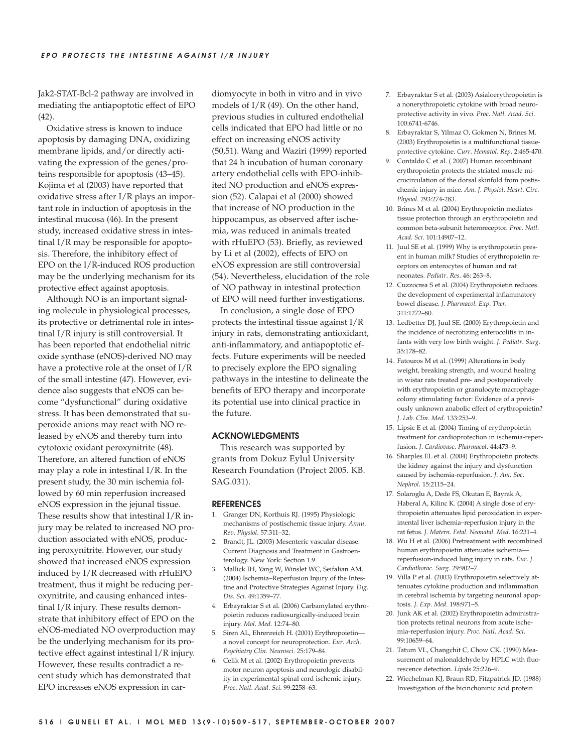Jak2-STAT-Bcl-2 pathway are involved in mediating the antiapoptotic effect of EPO (42).

Oxidative stress is known to induce apoptosis by damaging DNA, oxidizing membrane lipids, and/or directly activating the expression of the genes/proteins responsible for apoptosis (43–45). Kojima et al (2003) have reported that oxidative stress after I/R plays an important role in induction of apoptosis in the intestinal mucosa (46). In the present study, increased oxidative stress in intestinal I/R may be responsible for apoptosis. Therefore, the inhibitory effect of EPO on the I/R-induced ROS production may be the underlying mechanism for its protective effect against apoptosis.

Although NO is an important signaling molecule in physiological processes, its protective or detrimental role in intestinal I/R injury is still controversial. It has been reported that endothelial nitric oxide synthase (eNOS)-derived NO may have a protective role at the onset of I/R of the small intestine (47). However, evidence also suggests that eNOS can become "dysfunctional" during oxidative stress. It has been demonstrated that superoxide anions may react with NO released by eNOS and thereby turn into cytotoxic oxidant peroxynitrite (48). Therefore, an altered function of eNOS may play a role in intestinal I/R. In the present study, the 30 min ischemia followed by 60 min reperfusion increased eNOS expression in the jejunal tissue. These results show that intestinal I/R injury may be related to increased NO production associated with eNOS, producing peroxynitrite. However, our study showed that increased eNOS expression induced by I/R decreased with rHuEPO treatment, thus it might be reducing peroxynitrite, and causing enhanced intestinal I/R injury. These results demonstrate that inhibitory effect of EPO on the eNOS-mediated NO overproduction may be the underlying mechanism for its protective effect against intestinal I/R injury. However, these results contradict a recent study which has demonstrated that EPO increases eNOS expression in cardiomyocyte in both in vitro and in vivo models of I/R (49). On the other hand, previous studies in cultured endothelial cells indicated that EPO had little or no effect on increasing eNOS activity (50,51). Wang and Waziri (1999) reported that 24 h incubation of human coronary artery endothelial cells with EPO-inhibited NO production and eNOS expression (52). Calapai et al (2000) showed that increase of NO production in the hippocampus, as observed after ischemia, was reduced in animals treated with rHuEPO (53). Briefly, as reviewed by Li et al (2002), effects of EPO on eNOS expression are still controversial (54). Nevertheless, elucidation of the role of NO pathway in intestinal protection of EPO will need further investigations.

In conclusion, a single dose of EPO protects the intestinal tissue against I/R injury in rats, demonstrating antioxidant, anti-inflammatory, and antiapoptotic effects. Future experiments will be needed to precisely explore the EPO signaling pathways in the intestine to delineate the benefits of EPO therapy and incorporate its potential use into clinical practice in the future.

## ACKNOWLEDGMENTS

This research was supported by grants from Dokuz Eylul University Research Foundation (Project 2005. KB. SAG.031).

## REFERENCES

1. Granger DN, Korthuis RJ. (1995) Physiologic mechanisms of postischemic tissue injury. *Annu. Rev. Physiol.* 57:311–32.
2. Brandt, JL. (2003) Mesenteric vascular disease. Current Diagnosis and Treatment in Gastroenterology. New York: Section 1.9.
3. Mallick IH, Yang W, Winslet WC, Seifalian AM. (2004) Ischemia–Reperfusion Injury of the Intestine and Protective Strategies Against Injury. *Dig. Dis. Sci.* 49:1359–77.
4. Erbayraktar S et al. (2006) Carbamylated erythropoietin reduces radiosurgically-induced brain injury. *Mol. Med.* 12:74–80.
5. Siren AL, Ehrenreich H. (2001) Erythropoietin—a novel concept for neuroprotection. *Eur. Arch. Psychiatry Clin. Neurosci.* 25:179–84.
6. Celik M et al. (2002) Erythropoietin prevents motor neuron apoptosis and neurologic disability in experimental spinal cord ischemic injury. *Proc. Natl. Acad. Sci.* 99:2258–63.
7. Erbayraktar S et al. (2003) Asialoerythropoietin is a nonerythropoietic cytokine with broad neuroprotective activity in vivo. *Proc. Natl. Acad. Sci.* 100:6741-6746.
8. Erbayraktar S, Yilmaz O, Gokmen N, Brines M. (2003) Erythropoietin is a multifunctional tissue-protective cytokine. *Curr. Hematol. Rep.* 2:465-470.
9. Contaldo C et al. ( 2007) Human recombinant erythropoietin protects the striated muscle microcirculation of the dorsal skinfold from postischemic injury in mice. *Am. J. Physiol. Heart. Circ. Physiol.* 293:274-283.
10. Brines M et al. (2004) Erythropoietin mediates tissue protection through an erythropoietin and common beta-subunit heteroreceptor. *Proc. Natl. Acad. Sci.* 101:14907–12.
11. Juul SE et al. (1999) Why is erythropoietin present in human milk? Studies of erythropoietin receptors on enterocytes of human and rat neonates. *Pediatr. Res.* 46: 263–8.
12. Cuzzocrea S et al. (2004) Erythropoietin reduces the development of experimental inflammatory bowel disease. *J. Pharmacol. Exp. Ther.* 311:1272–80.
13. Ledbetter DJ, Juul SE. (2000) Erythropoietin and the incidence of necrotizing enterocolitis in infants with very low birth weight. *J. Pediatr. Surg.* 35:178–82.
14. Fatouros M et al. (1999) Alterations in body weight, breaking strength, and wound healing in wistar rats treated pre- and postoperatively with erythropoietin or granulocyte macrophage-colony stimulating factor: Evidence of a previously unknown anabolic effect of erythropoietin? *J. Lab. Clin. Med.* 133:253–9.
15. Lipsic E et al. (2004) Timing of erythropoietin treatment for cardioprotection in ischemia-reperfusion. *J. Cardiovasc. Pharmacol.* 44:473–9.
16. Sharples EL et al. (2004) Erythropoietin protects the kidney against the injury and dysfunction caused by ischemia-reperfusion. *J. Am. Soc. Nephrol.* 15:2115–24.
17. Solaroglu A, Dede FS, Okutan E, Bayrak A, Haberal A, Kilinc K. (2004) A single dose of erythropoietin attenuates lipid peroxidation in experimental liver ischemia–reperfusion injury in the rat fetus. *J. Matern. Fetal. Neonatal. Med.* 16:231–4.
18. Wu H et al. (2006) Pretreatment with recombined human erythropoietin attenuates ischemia—reperfusion-induced lung injury in rats. *Eur. J. Cardiothorac. Surg.* 29:902–7.
19. Villa P et al. (2003) Erythropoietin selectively attenuates cytokine production and inflammation in cerebral ischemia by targeting neuronal apoptosis. *J. Exp. Med.* 198:971–5.
20. Junk AK et al. (2002) Erythropoietin administration protects retinal neurons from acute ischemia-reperfusion injury. *Proc. Natl. Acad. Sci.* 99:10659–64.
21. Tatum VL, Changchit C, Chow CK. (1990) Measurement of malonaldehyde by HPLC with fluorescence detection. *Lipids* 25:226–9.
22. Wiechelman KJ, Braun RD, Fitzpatrick JD. (1988) Investigation of the bicinchoninic acid protein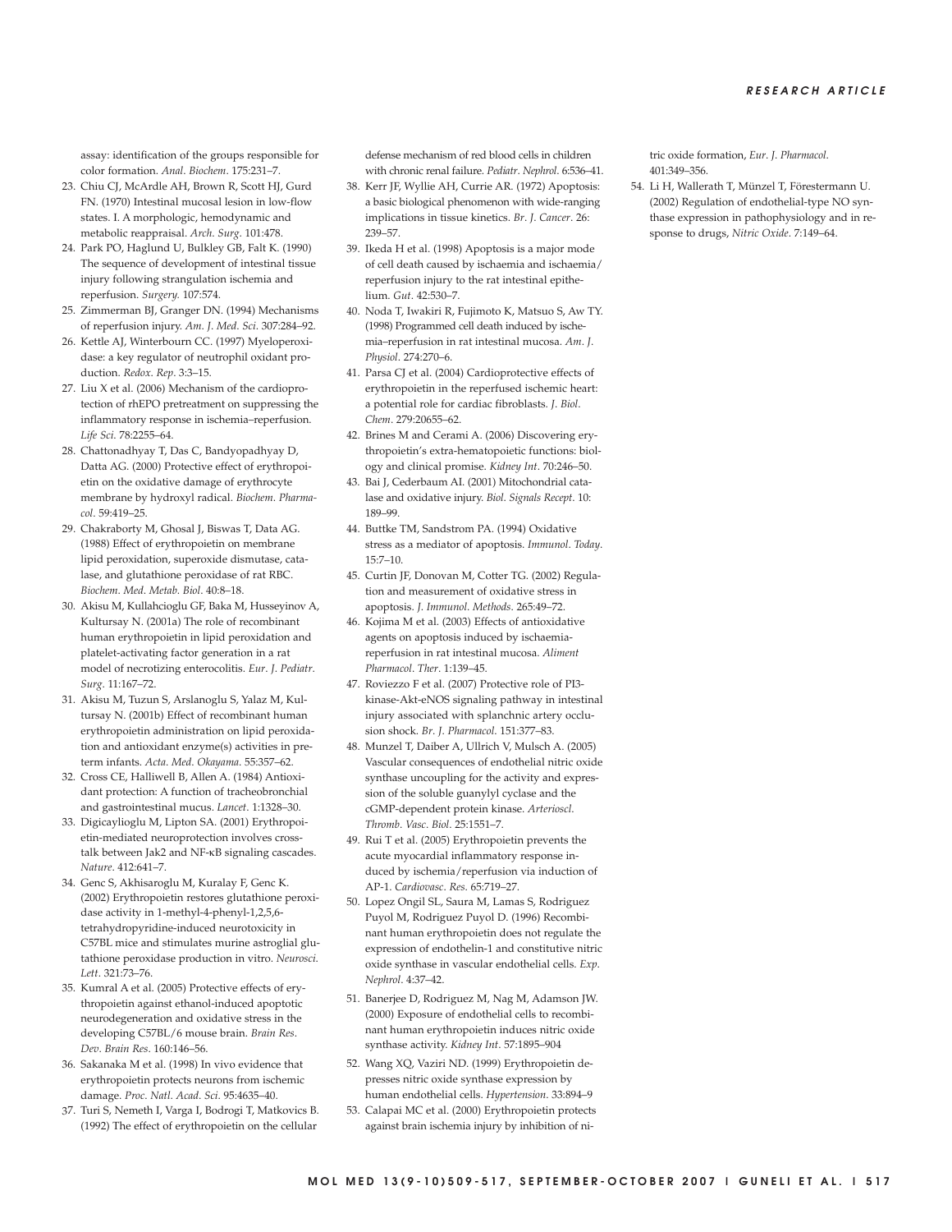assay: identification of the groups responsible for color formation. *Anal. Biochem*. 175:231–7.

23. Chiu CJ, McArdle AH, Brown R, Scott HJ, Gurd FN. (1970) Intestinal mucosal lesion in low-flow states. I. A morphologic, hemodynamic and metabolic reappraisal. *Arch. Surg*. 101:478.
24. Park PO, Haglund U, Bulkley GB, Falt K. (1990) The sequence of development of intestinal tissue injury following strangulation ischemia and reperfusion. *Surgery.* 107:574.
25. Zimmerman BJ, Granger DN. (1994) Mechanisms of reperfusion injury. *Am. J. Med. Sci*. 307:284–92.
26. Kettle AJ, Winterbourn CC. (1997) Myeloperoxidase: a key regulator of neutrophil oxidant production. *Redox. Rep*. 3:3–15.
27. Liu X et al. (2006) Mechanism of the cardioprotection of rhEPO pretreatment on suppressing the inflammatory response in ischemia–reperfusion. *Life Sci*. 78:2255–64.
28. Chattonadhyay T, Das C, Bandyopadhyay D, Datta AG. (2000) Protective effect of erythropoietin on the oxidative damage of erythrocyte membrane by hydroxyl radical. *Biochem. Pharmacol*. 59:419–25.
29. Chakraborty M, Ghosal J, Biswas T, Data AG. (1988) Effect of erythropoietin on membrane lipid peroxidation, superoxide dismutase, catalase, and glutathione peroxidase of rat RBC. *Biochem. Med. Metab. Biol*. 40:8–18.
30. Akisu M, Kullahcioglu GF, Baka M, Husseyinov A, Kultursay N. (2001a) The role of recombinant human erythropoietin in lipid peroxidation and platelet-activating factor generation in a rat model of necrotizing enterocolitis. *Eur. J. Pediatr. Surg*. 11:167–72.
31. Akisu M, Tuzun S, Arslanoglu S, Yalaz M, Kultursay N. (2001b) Effect of recombinant human erythropoietin administration on lipid peroxidation and antioxidant enzyme(s) activities in preterm infants. *Acta. Med. Okayama*. 55:357–62.
32. Cross CE, Halliwell B, Allen A. (1984) Antioxidant protection: A function of tracheobronchial and gastrointestinal mucus. *Lancet*. 1:1328–30.
33. Digicaylioglu M, Lipton SA. (2001) Erythropoietin-mediated neuroprotection involves cross-talk between Jak2 and NF-κB signaling cascades. *Nature*. 412:641–7.
34. Genc S, Akhisaroglu M, Kuralay F, Genc K. (2002) Erythropoietin restores glutathione peroxidase activity in 1-methyl-4-phenyl-1,2,5,6-tetrahydropyridine-induced neurotoxicity in C57BL mice and stimulates murine astroglial glutathione peroxidase production in vitro. *Neurosci. Lett*. 321:73–76.
35. Kumral A et al. (2005) Protective effects of erythropoietin against ethanol-induced apoptotic neurodegeneration and oxidative stress in the developing C57BL/6 mouse brain. *Brain Res. Dev. Brain Res*. 160:146–56.
36. Sakanaka M et al. (1998) In vivo evidence that erythropoietin protects neurons from ischemic damage. *Proc. Natl. Acad. Sci*. 95:4635–40.
37. Turi S, Nemeth I, Varga I, Bodrogi T, Matkovics B. (1992) The effect of erythropoietin on the cellular defense mechanism of red blood cells in children with chronic renal failure. *Pediatr. Nephrol*. 6:536–41.
38. Kerr JF, Wyllie AH, Currie AR. (1972) Apoptosis: a basic biological phenomenon with wide-ranging implications in tissue kinetics. *Br. J. Cancer*. 26: 239–57.
39. Ikeda H et al. (1998) Apoptosis is a major mode of cell death caused by ischaemia and ischaemia/reperfusion injury to the rat intestinal epithelium. *Gut*. 42:530–7.
40. Noda T, Iwakiri R, Fujimoto K, Matsuo S, Aw TY. (1998) Programmed cell death induced by ischemia–reperfusion in rat intestinal mucosa. *Am. J. Physiol*. 274:270–6.
41. Parsa CJ et al. (2004) Cardioprotective effects of erythropoietin in the reperfused ischemic heart: a potential role for cardiac fibroblasts. *J. Biol. Chem*. 279:20655–62.
42. Brines M and Cerami A. (2006) Discovering erythropoietin's extra-hematopoietic functions: biology and clinical promise. *Kidney Int*. 70:246–50.
43. Bai J, Cederbaum AI. (2001) Mitochondrial catalase and oxidative injury. *Biol. Signals Recept*. 10: 189–99.
44. Buttke TM, Sandstrom PA. (1994) Oxidative stress as a mediator of apoptosis. *Immunol. Today*. 15:7–10.
45. Curtin JF, Donovan M, Cotter TG. (2002) Regulation and measurement of oxidative stress in apoptosis. *J. Immunol. Methods*. 265:49–72.
46. Kojima M et al. (2003) Effects of antioxidative agents on apoptosis induced by ischaemia-reperfusion in rat intestinal mucosa. *Aliment Pharmacol. Ther*. 1:139–45.
47. Roviezzo F et al. (2007) Protective role of PI3-kinase-Akt-eNOS signaling pathway in intestinal injury associated with splanchnic artery occlusion shock. *Br. J. Pharmacol*. 151:377–83.
48. Munzel T, Daiber A, Ullrich V, Mulsch A. (2005) Vascular consequences of endothelial nitric oxide synthase uncoupling for the activity and expression of the soluble guanylyl cyclase and the cGMP-dependent protein kinase. *Arterioscl. Thromb. Vasc. Biol*. 25:1551–7.
49. Rui T et al. (2005) Erythropoietin prevents the acute myocardial inflammatory response induced by ischemia/reperfusion via induction of AP-1. *Cardiovasc. Res*. 65:719–27.
50. Lopez Ongil SL, Saura M, Lamas S, Rodriguez Puyol M, Rodriguez Puyol D. (1996) Recombinant human erythropoietin does not regulate the expression of endothelin-1 and constitutive nitric oxide synthase in vascular endothelial cells. *Exp. Nephrol*. 4:37–42.
51. Banerjee D, Rodriguez M, Nag M, Adamson JW. (2000) Exposure of endothelial cells to recombinant human erythropoietin induces nitric oxide synthase activity. *Kidney Int*. 57:1895–904
52. Wang XQ, Vaziri ND. (1999) Erythropoietin depresses nitric oxide synthase expression by human endothelial cells. *Hypertension*. 33:894–9
53. Calapai MC et al. (2000) Erythropoietin protects against brain ischemia injury by inhibition of nitric oxide formation, *Eur. J. Pharmacol*. 401:349–356.
54. Li H, Wallerath T, Münzel T, Förestermann U. (2002) Regulation of endothelial-type NO synthase expression in pathophysiology and in response to drugs, *Nitric Oxide*. 7:149–64.